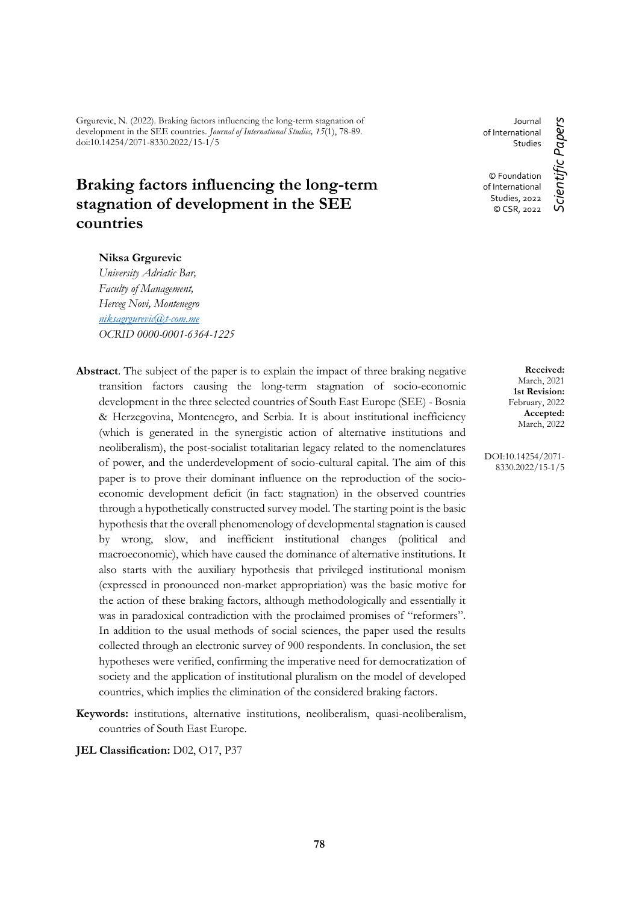Grgurevic, N. (2022). Braking factors influencing the long-term stagnation of development in the SEE countries. *Journal of International Studies, 15*(1), 78-89. doi:10.14254/2071-8330.2022/15-1/5

Journal of International Studies

© Foundation of International Studies, 2022
© CSR, 2022

*Scientific Papers*

# Braking factors influencing the long-term stagnation of development in the SEE countries

**Niksa Grgurevic**
*University Adriatic Bar,*
*Faculty of Management,*
*Herceg Novi, Montenegro*
*niksagrgurevic@t-com.me*
*OCRID 0000-0001-6364-1225*

**Received:** March, 2021
**1st Revision:** February, 2022
**Accepted:** March, 2022

DOI:10.14254/2071-8330.2022/15-1/5

**Abstract**. The subject of the paper is to explain the impact of three braking negative transition factors causing the long-term stagnation of socio-economic development in the three selected countries of South East Europe (SEE) - Bosnia & Herzegovina, Montenegro, and Serbia. It is about institutional inefficiency (which is generated in the synergistic action of alternative institutions and neoliberalism), the post-socialist totalitarian legacy related to the nomenclatures of power, and the underdevelopment of socio-cultural capital. The aim of this paper is to prove their dominant influence on the reproduction of the socio-economic development deficit (in fact: stagnation) in the observed countries through a hypothetically constructed survey model. The starting point is the basic hypothesis that the overall phenomenology of developmental stagnation is caused by wrong, slow, and inefficient institutional changes (political and macroeconomic), which have caused the dominance of alternative institutions. It also starts with the auxiliary hypothesis that privileged institutional monism (expressed in pronounced non-market appropriation) was the basic motive for the action of these braking factors, although methodologically and essentially it was in paradoxical contradiction with the proclaimed promises of "reformers". In addition to the usual methods of social sciences, the paper used the results collected through an electronic survey of 900 respondents. In conclusion, the set hypotheses were verified, confirming the imperative need for democratization of society and the application of institutional pluralism on the model of developed countries, which implies the elimination of the considered braking factors.

**Keywords:** institutions, alternative institutions, neoliberalism, quasi-neoliberalism, countries of South East Europe.

**JEL Classification:** D02, O17, P37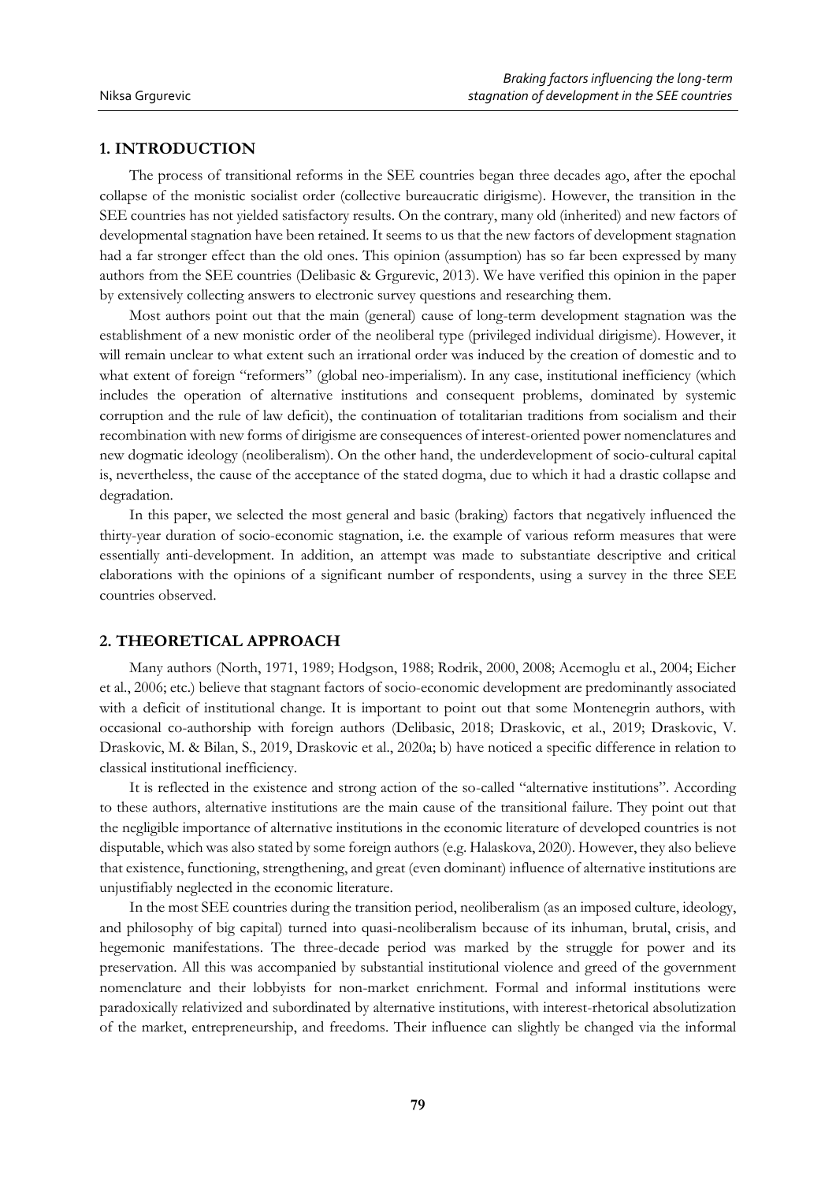## 1. INTRODUCTION

The process of transitional reforms in the SEE countries began three decades ago, after the epochal collapse of the monistic socialist order (collective bureaucratic dirigisme). However, the transition in the SEE countries has not yielded satisfactory results. On the contrary, many old (inherited) and new factors of developmental stagnation have been retained. It seems to us that the new factors of development stagnation had a far stronger effect than the old ones. This opinion (assumption) has so far been expressed by many authors from the SEE countries (Delibasic & Grgurevic, 2013). We have verified this opinion in the paper by extensively collecting answers to electronic survey questions and researching them.

Most authors point out that the main (general) cause of long-term development stagnation was the establishment of a new monistic order of the neoliberal type (privileged individual dirigisme). However, it will remain unclear to what extent such an irrational order was induced by the creation of domestic and to what extent of foreign "reformers" (global neo-imperialism). In any case, institutional inefficiency (which includes the operation of alternative institutions and consequent problems, dominated by systemic corruption and the rule of law deficit), the continuation of totalitarian traditions from socialism and their recombination with new forms of dirigisme are consequences of interest-oriented power nomenclatures and new dogmatic ideology (neoliberalism). On the other hand, the underdevelopment of socio-cultural capital is, nevertheless, the cause of the acceptance of the stated dogma, due to which it had a drastic collapse and degradation.

In this paper, we selected the most general and basic (braking) factors that negatively influenced the thirty-year duration of socio-economic stagnation, i.e. the example of various reform measures that were essentially anti-development. In addition, an attempt was made to substantiate descriptive and critical elaborations with the opinions of a significant number of respondents, using a survey in the three SEE countries observed.

## 2. THEORETICAL APPROACH

Many authors (North, 1971, 1989; Hodgson, 1988; Rodrik, 2000, 2008; Acemoglu et al., 2004; Eicher et al., 2006; etc.) believe that stagnant factors of socio-economic development are predominantly associated with a deficit of institutional change. It is important to point out that some Montenegrin authors, with occasional co-authorship with foreign authors (Delibasic, 2018; Draskovic, et al., 2019; Draskovic, V. Draskovic, M. & Bilan, S., 2019, Draskovic et al., 2020a; b) have noticed a specific difference in relation to classical institutional inefficiency.

It is reflected in the existence and strong action of the so-called "alternative institutions". According to these authors, alternative institutions are the main cause of the transitional failure. They point out that the negligible importance of alternative institutions in the economic literature of developed countries is not disputable, which was also stated by some foreign authors (e.g. Halaskova, 2020). However, they also believe that existence, functioning, strengthening, and great (even dominant) influence of alternative institutions are unjustifiably neglected in the economic literature.

In the most SEE countries during the transition period, neoliberalism (as an imposed culture, ideology, and philosophy of big capital) turned into quasi-neoliberalism because of its inhuman, brutal, crisis, and hegemonic manifestations. The three-decade period was marked by the struggle for power and its preservation. All this was accompanied by substantial institutional violence and greed of the government nomenclature and their lobbyists for non-market enrichment. Formal and informal institutions were paradoxically relativized and subordinated by alternative institutions, with interest-rhetorical absolutization of the market, entrepreneurship, and freedoms. Their influence can slightly be changed via the informal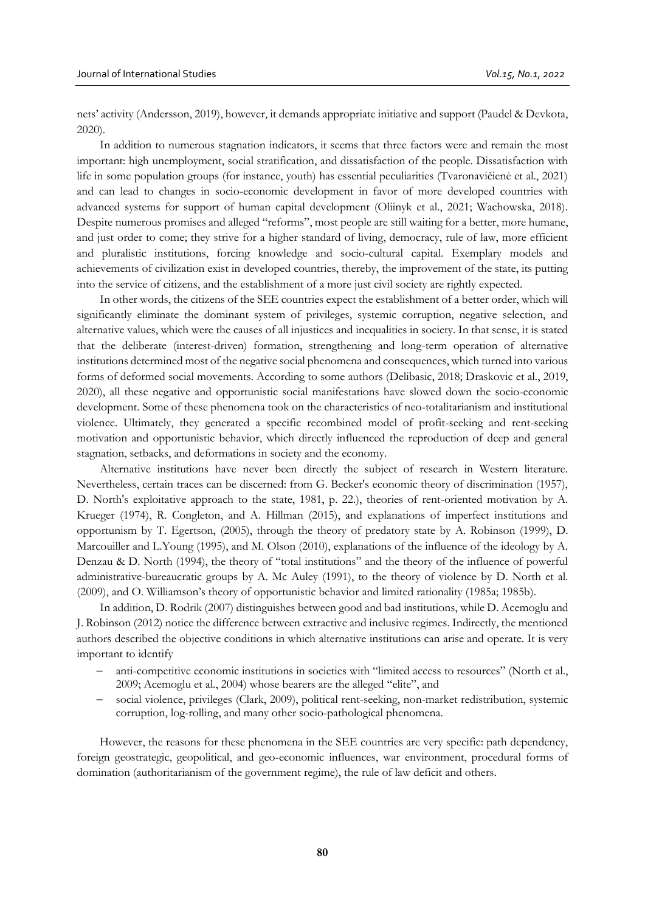nets' activity (Andersson, 2019), however, it demands appropriate initiative and support (Paudel & Devkota, 2020).

In addition to numerous stagnation indicators, it seems that three factors were and remain the most important: high unemployment, social stratification, and dissatisfaction of the people. Dissatisfaction with life in some population groups (for instance, youth) has essential peculiarities (Tvaronavičienė et al., 2021) and can lead to changes in socio-economic development in favor of more developed countries with advanced systems for support of human capital development (Oliinyk et al., 2021; Wachowska, 2018). Despite numerous promises and alleged "reforms", most people are still waiting for a better, more humane, and just order to come; they strive for a higher standard of living, democracy, rule of law, more efficient and pluralistic institutions, forcing knowledge and socio-cultural capital. Exemplary models and achievements of civilization exist in developed countries, thereby, the improvement of the state, its putting into the service of citizens, and the establishment of a more just civil society are rightly expected.

In other words, the citizens of the SEE countries expect the establishment of a better order, which will significantly eliminate the dominant system of privileges, systemic corruption, negative selection, and alternative values, which were the causes of all injustices and inequalities in society. In that sense, it is stated that the deliberate (interest-driven) formation, strengthening and long-term operation of alternative institutions determined most of the negative social phenomena and consequences, which turned into various forms of deformed social movements. According to some authors (Delibasic, 2018; Draskovic et al., 2019, 2020), all these negative and opportunistic social manifestations have slowed down the socio-economic development. Some of these phenomena took on the characteristics of neo-totalitarianism and institutional violence. Ultimately, they generated a specific recombined model of profit-seeking and rent-seeking motivation and opportunistic behavior, which directly influenced the reproduction of deep and general stagnation, setbacks, and deformations in society and the economy.

Alternative institutions have never been directly the subject of research in Western literature. Nevertheless, certain traces can be discerned: from G. Becker's economic theory of discrimination (1957), D. North's exploitative approach to the state, 1981, p. 22.), theories of rent-oriented motivation by A. Krueger (1974), R. Congleton, and A. Hillman (2015), and explanations of imperfect institutions and opportunism by T. Egertson, (2005), through the theory of predatory state by A. Robinson (1999), D. Marcouiller and L.Young (1995), and M. Olson (2010), explanations of the influence of the ideology by A. Denzau & D. North (1994), the theory of "total institutions" and the theory of the influence of powerful administrative-bureaucratic groups by A. Mc Auley (1991), to the theory of violence by D. North et al. (2009), and O. Williamson's theory of opportunistic behavior and limited rationality (1985a; 1985b).

In addition, D. Rodrik (2007) distinguishes between good and bad institutions, while D. Acemoglu and J. Robinson (2012) notice the difference between extractive and inclusive regimes. Indirectly, the mentioned authors described the objective conditions in which alternative institutions can arise and operate. It is very important to identify

- anti-competitive economic institutions in societies with "limited access to resources" (North et al., 2009; Acemoglu et al., 2004) whose bearers are the alleged "elite", and
- social violence, privileges (Clark, 2009), political rent-seeking, non-market redistribution, systemic corruption, log-rolling, and many other socio-pathological phenomena.

However, the reasons for these phenomena in the SEE countries are very specific: path dependency, foreign geostrategic, geopolitical, and geo-economic influences, war environment, procedural forms of domination (authoritarianism of the government regime), the rule of law deficit and others.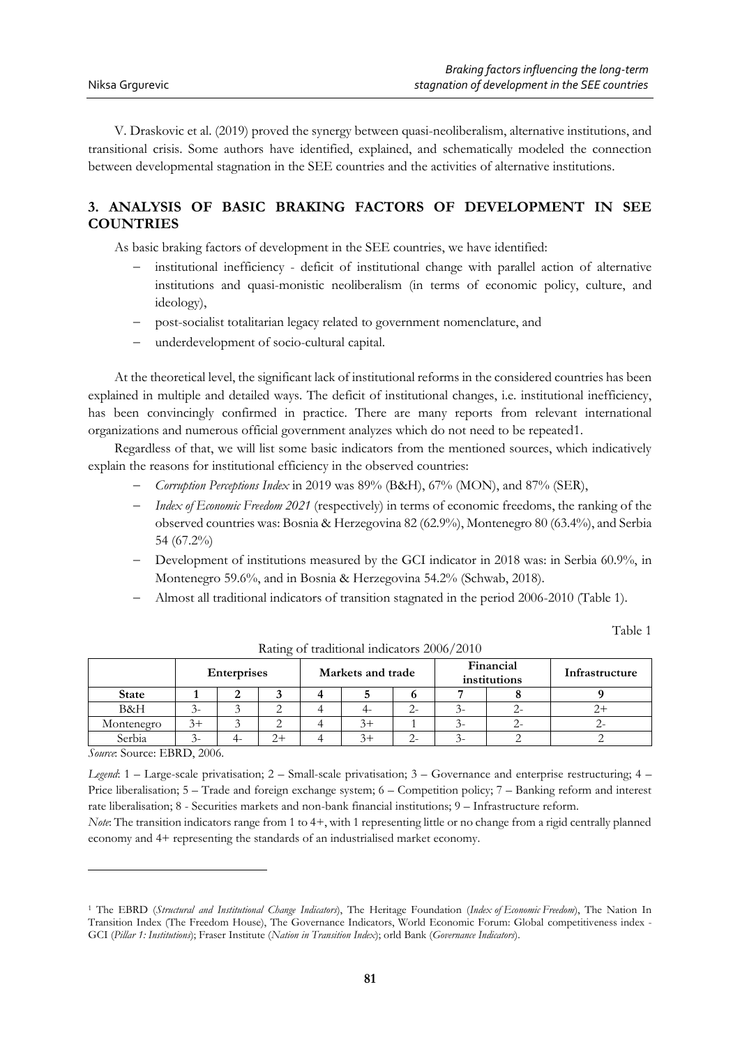V. Draskovic et al. (2019) proved the synergy between quasi-neoliberalism, alternative institutions, and transitional crisis. Some authors have identified, explained, and schematically modeled the connection between developmental stagnation in the SEE countries and the activities of alternative institutions.

## 3. ANALYSIS OF BASIC BRAKING FACTORS OF DEVELOPMENT IN SEE COUNTRIES

As basic braking factors of development in the SEE countries, we have identified:

- institutional inefficiency - deficit of institutional change with parallel action of alternative institutions and quasi-monistic neoliberalism (in terms of economic policy, culture, and ideology),
- post-socialist totalitarian legacy related to government nomenclature, and
- underdevelopment of socio-cultural capital.

At the theoretical level, the significant lack of institutional reforms in the considered countries has been explained in multiple and detailed ways. The deficit of institutional changes, i.e. institutional inefficiency, has been convincingly confirmed in practice. There are many reports from relevant international organizations and numerous official government analyzes which do not need to be repeated[1].

Regardless of that, we will list some basic indicators from the mentioned sources, which indicatively explain the reasons for institutional efficiency in the observed countries:

- *Corruption Perceptions Index* in 2019 was 89% (B&H), 67% (MON), and 87% (SER),
- *Index of Economic Freedom 2021* (respectively) in terms of economic freedoms, the ranking of the observed countries was: Bosnia & Herzegovina 82 (62.9%), Montenegro 80 (63.4%), and Serbia 54 (67.2%)
- Development of institutions measured by the GCI indicator in 2018 was: in Serbia 60.9%, in Montenegro 59.6%, and in Bosnia & Herzegovina 54.2% (Schwab, 2018).
- Almost all traditional indicators of transition stagnated in the period 2006-2010 (Table 1).

Table 1

Rating of traditional indicators 2006/2010

| | Enterprises | | | Markets and trade | | | Financial institutions | | Infrastructure |
|---|---|---|---|---|---|---|---|---|---|
| **State** | **1** | **2** | **3** | **4** | **5** | **6** | **7** | **8** | **9** |
| B&H | 3- | 3 | 2 | 4 | 4- | 2- | 3- | 2- | 2+ |
| Montenegro | 3+ | 3 | 2 | 4 | 3+ | 1 | 3- | 2- | 2- |
| Serbia | 3- | 4- | 2+ | 4 | 3+ | 2- | 3- | 2 | 2 |

*Source*: Source: EBRD, 2006.

*Legend*: 1 – Large-scale privatisation; 2 – Small-scale privatisation; 3 – Governance and enterprise restructuring; 4 – Price liberalisation; 5 – Trade and foreign exchange system; 6 – Competition policy; 7 – Banking reform and interest rate liberalisation; 8 - Securities markets and non-bank financial institutions; 9 – Infrastructure reform.

*Note*: The transition indicators range from 1 to 4+, with 1 representing little or no change from a rigid centrally planned economy and 4+ representing the standards of an industrialised market economy.

---

[1] The EBRD (*Structural and Institutional Change Indicators*), The Heritage Foundation (*Index of Economic Freedom*), The Nation In Transition Index (The Freedom House), The Governance Indicators, World Economic Forum: Global competitiveness index - GCI (*Pillar 1: Institutions*); Fraser Institute (*Nation in Transition Index*); orld Bank (*Governance Indicators*).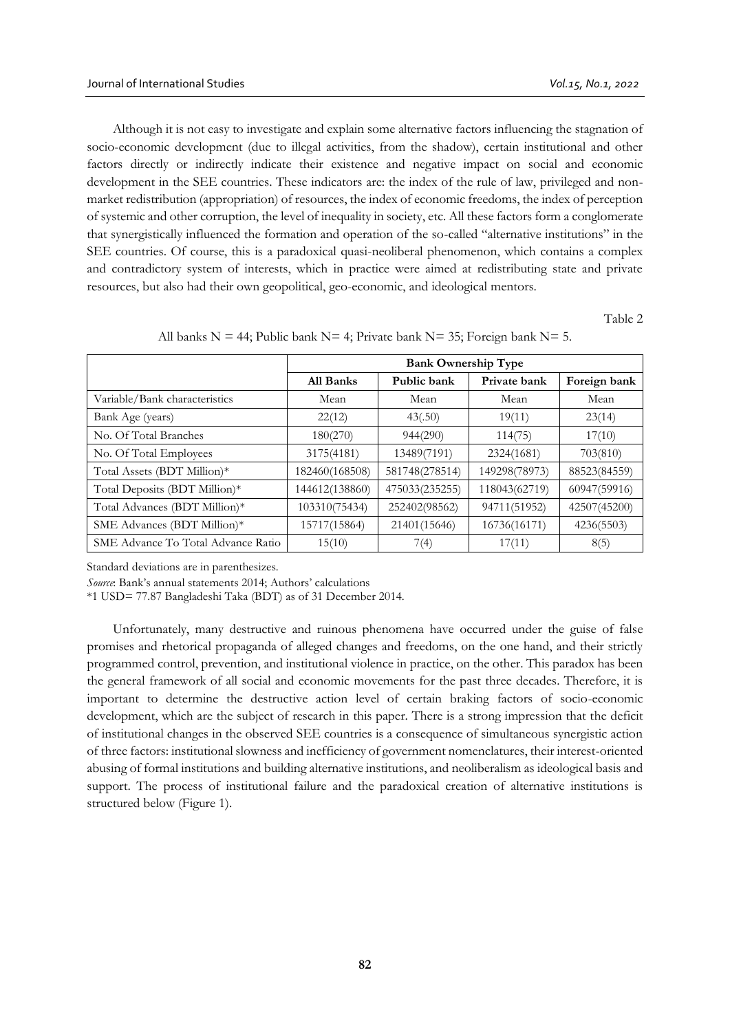Although it is not easy to investigate and explain some alternative factors influencing the stagnation of socio-economic development (due to illegal activities, from the shadow), certain institutional and other factors directly or indirectly indicate their existence and negative impact on social and economic development in the SEE countries. These indicators are: the index of the rule of law, privileged and non-market redistribution (appropriation) of resources, the index of economic freedoms, the index of perception of systemic and other corruption, the level of inequality in society, etc. All these factors form a conglomerate that synergistically influenced the formation and operation of the so-called "alternative institutions" in the SEE countries. Of course, this is a paradoxical quasi-neoliberal phenomenon, which contains a complex and contradictory system of interests, which in practice were aimed at redistributing state and private resources, but also had their own geopolitical, geo-economic, and ideological mentors.

Table 2

All banks N = 44; Public bank N= 4; Private bank N= 35; Foreign bank N= 5.

| | **Bank Ownership Type** | | | |
|---|---|---|---|---|
| | **All Banks** | **Public bank** | **Private bank** | **Foreign bank** |
| Variable/Bank characteristics | Mean | Mean | Mean | Mean |
| Bank Age (years) | 22(12) | 43(.50) | 19(11) | 23(14) |
| No. Of Total Branches | 180(270) | 944(290) | 114(75) | 17(10) |
| No. Of Total Employees | 3175(4181) | 13489(7191) | 2324(1681) | 703(810) |
| Total Assets (BDT Million)* | 182460(168508) | 581748(278514) | 149298(78973) | 88523(84559) |
| Total Deposits (BDT Million)* | 144612(138860) | 475033(235255) | 118043(62719) | 60947(59916) |
| Total Advances (BDT Million)* | 103310(75434) | 252402(98562) | 94711(51952) | 42507(45200) |
| SME Advances (BDT Million)* | 15717(15864) | 21401(15646) | 16736(16171) | 4236(5503) |
| SME Advance To Total Advance Ratio | 15(10) | 7(4) | 17(11) | 8(5) |

Standard deviations are in parenthesizes.

*Source*: Bank's annual statements 2014; Authors' calculations

*1 USD= 77.87 Bangladeshi Taka (BDT) as of 31 December 2014.

Unfortunately, many destructive and ruinous phenomena have occurred under the guise of false promises and rhetorical propaganda of alleged changes and freedoms, on the one hand, and their strictly programmed control, prevention, and institutional violence in practice, on the other. This paradox has been the general framework of all social and economic movements for the past three decades. Therefore, it is important to determine the destructive action level of certain braking factors of socio-economic development, which are the subject of research in this paper. There is a strong impression that the deficit of institutional changes in the observed SEE countries is a consequence of simultaneous synergistic action of three factors: institutional slowness and inefficiency of government nomenclatures, their interest-oriented abusing of formal institutions and building alternative institutions, and neoliberalism as ideological basis and support. The process of institutional failure and the paradoxical creation of alternative institutions is structured below (Figure 1).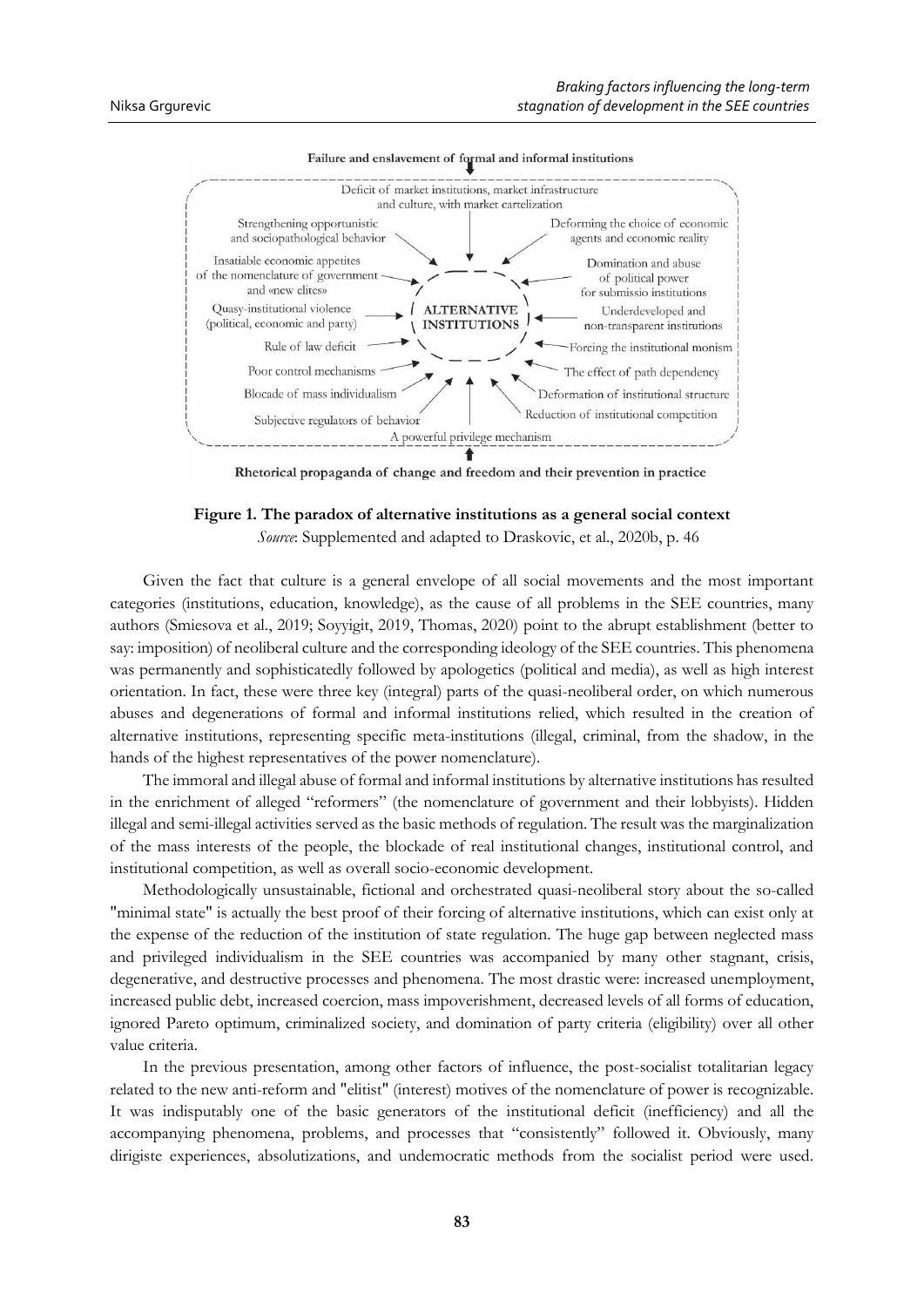Failure and enslavement of formal and informal institutions

Deficit of market institutions, market infrastructure and culture, with market cartelization

Strengthening opportunistic and sociopathological behavior

Deforming the choice of economic agents and economic reality

Insatiable economic appetites of the nomenclature of government and «new elites»

Domination and abuse of political power for submissio institutions

Quasy-institutional violence (political, economic and party)

**ALTERNATIVE INSTITUTIONS**

Underdeveloped and non-transparent institutions

Rule of law deficit

Forcing the institutional monism

Poor control mechanisms

The effect of path dependency

Blocade of mass individualism

Deformation of institutional structure

Subjective regulators of behavior

Reduction of institutional competition

A powerful privilege mechanism

Rhetorical propaganda of change and freedom and their prevention in practice

**Figure 1. The paradox of alternative institutions as a general social context**

*Source*: Supplemented and adapted to Draskovic, et al., 2020b, p. 46

Given the fact that culture is a general envelope of all social movements and the most important categories (institutions, education, knowledge), as the cause of all problems in the SEE countries, many authors (Smiesova et al., 2019; Soyyigit, 2019, Thomas, 2020) point to the abrupt establishment (better to say: imposition) of neoliberal culture and the corresponding ideology of the SEE countries. This phenomena was permanently and sophisticatedly followed by apologetics (political and media), as well as high interest orientation. In fact, these were three key (integral) parts of the quasi-neoliberal order, on which numerous abuses and degenerations of formal and informal institutions relied, which resulted in the creation of alternative institutions, representing specific meta-institutions (illegal, criminal, from the shadow, in the hands of the highest representatives of the power nomenclature).

The immoral and illegal abuse of formal and informal institutions by alternative institutions has resulted in the enrichment of alleged "reformers" (the nomenclature of government and their lobbyists). Hidden illegal and semi-illegal activities served as the basic methods of regulation. The result was the marginalization of the mass interests of the people, the blockade of real institutional changes, institutional control, and institutional competition, as well as overall socio-economic development.

Methodologically unsustainable, fictional and orchestrated quasi-neoliberal story about the so-called "minimal state" is actually the best proof of their forcing of alternative institutions, which can exist only at the expense of the reduction of the institution of state regulation. The huge gap between neglected mass and privileged individualism in the SEE countries was accompanied by many other stagnant, crisis, degenerative, and destructive processes and phenomena. The most drastic were: increased unemployment, increased public debt, increased coercion, mass impoverishment, decreased levels of all forms of education, ignored Pareto optimum, criminalized society, and domination of party criteria (eligibility) over all other value criteria.

In the previous presentation, among other factors of influence, the post-socialist totalitarian legacy related to the new anti-reform and "elitist" (interest) motives of the nomenclature of power is recognizable. It was indisputably one of the basic generators of the institutional deficit (inefficiency) and all the accompanying phenomena, problems, and processes that "consistently" followed it. Obviously, many dirigiste experiences, absolutizations, and undemocratic methods from the socialist period were used.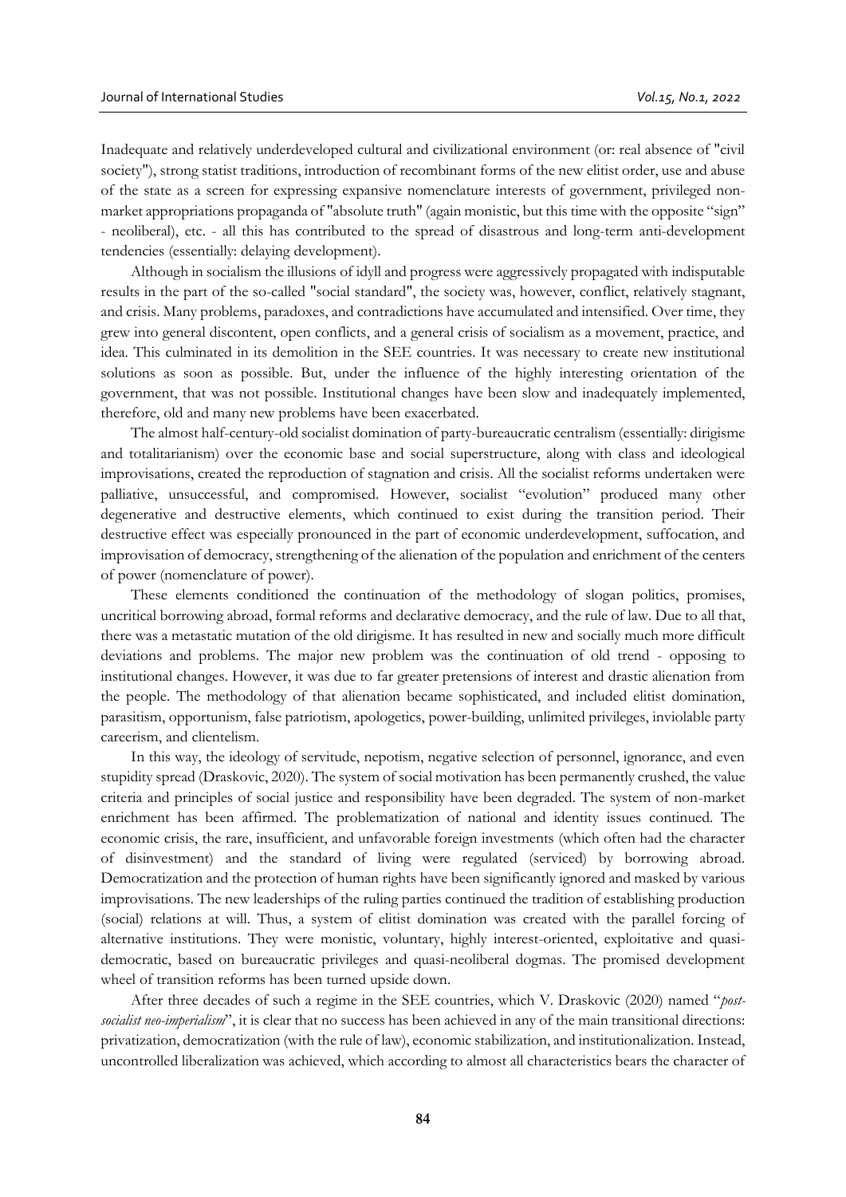Inadequate and relatively underdeveloped cultural and civilizational environment (or: real absence of "civil society"), strong statist traditions, introduction of recombinant forms of the new elitist order, use and abuse of the state as a screen for expressing expansive nomenclature interests of government, privileged non-market appropriations propaganda of "absolute truth" (again monistic, but this time with the opposite "sign" - neoliberal), etc. - all this has contributed to the spread of disastrous and long-term anti-development tendencies (essentially: delaying development).

Although in socialism the illusions of idyll and progress were aggressively propagated with indisputable results in the part of the so-called "social standard", the society was, however, conflict, relatively stagnant, and crisis. Many problems, paradoxes, and contradictions have accumulated and intensified. Over time, they grew into general discontent, open conflicts, and a general crisis of socialism as a movement, practice, and idea. This culminated in its demolition in the SEE countries. It was necessary to create new institutional solutions as soon as possible. But, under the influence of the highly interesting orientation of the government, that was not possible. Institutional changes have been slow and inadequately implemented, therefore, old and many new problems have been exacerbated.

The almost half-century-old socialist domination of party-bureaucratic centralism (essentially: dirigisme and totalitarianism) over the economic base and social superstructure, along with class and ideological improvisations, created the reproduction of stagnation and crisis. All the socialist reforms undertaken were palliative, unsuccessful, and compromised. However, socialist "evolution" produced many other degenerative and destructive elements, which continued to exist during the transition period. Their destructive effect was especially pronounced in the part of economic underdevelopment, suffocation, and improvisation of democracy, strengthening of the alienation of the population and enrichment of the centers of power (nomenclature of power).

These elements conditioned the continuation of the methodology of slogan politics, promises, uncritical borrowing abroad, formal reforms and declarative democracy, and the rule of law. Due to all that, there was a metastatic mutation of the old dirigisme. It has resulted in new and socially much more difficult deviations and problems. The major new problem was the continuation of old trend - opposing to institutional changes. However, it was due to far greater pretensions of interest and drastic alienation from the people. The methodology of that alienation became sophisticated, and included elitist domination, parasitism, opportunism, false patriotism, apologetics, power-building, unlimited privileges, inviolable party careerism, and clientelism.

In this way, the ideology of servitude, nepotism, negative selection of personnel, ignorance, and even stupidity spread (Draskovic, 2020). The system of social motivation has been permanently crushed, the value criteria and principles of social justice and responsibility have been degraded. The system of non-market enrichment has been affirmed. The problematization of national and identity issues continued. The economic crisis, the rare, insufficient, and unfavorable foreign investments (which often had the character of disinvestment) and the standard of living were regulated (serviced) by borrowing abroad. Democratization and the protection of human rights have been significantly ignored and masked by various improvisations. The new leaderships of the ruling parties continued the tradition of establishing production (social) relations at will. Thus, a system of elitist domination was created with the parallel forcing of alternative institutions. They were monistic, voluntary, highly interest-oriented, exploitative and quasi-democratic, based on bureaucratic privileges and quasi-neoliberal dogmas. The promised development wheel of transition reforms has been turned upside down.

After three decades of such a regime in the SEE countries, which V. Draskovic (2020) named "*post-socialist neo-imperialism*", it is clear that no success has been achieved in any of the main transitional directions: privatization, democratization (with the rule of law), economic stabilization, and institutionalization. Instead, uncontrolled liberalization was achieved, which according to almost all characteristics bears the character of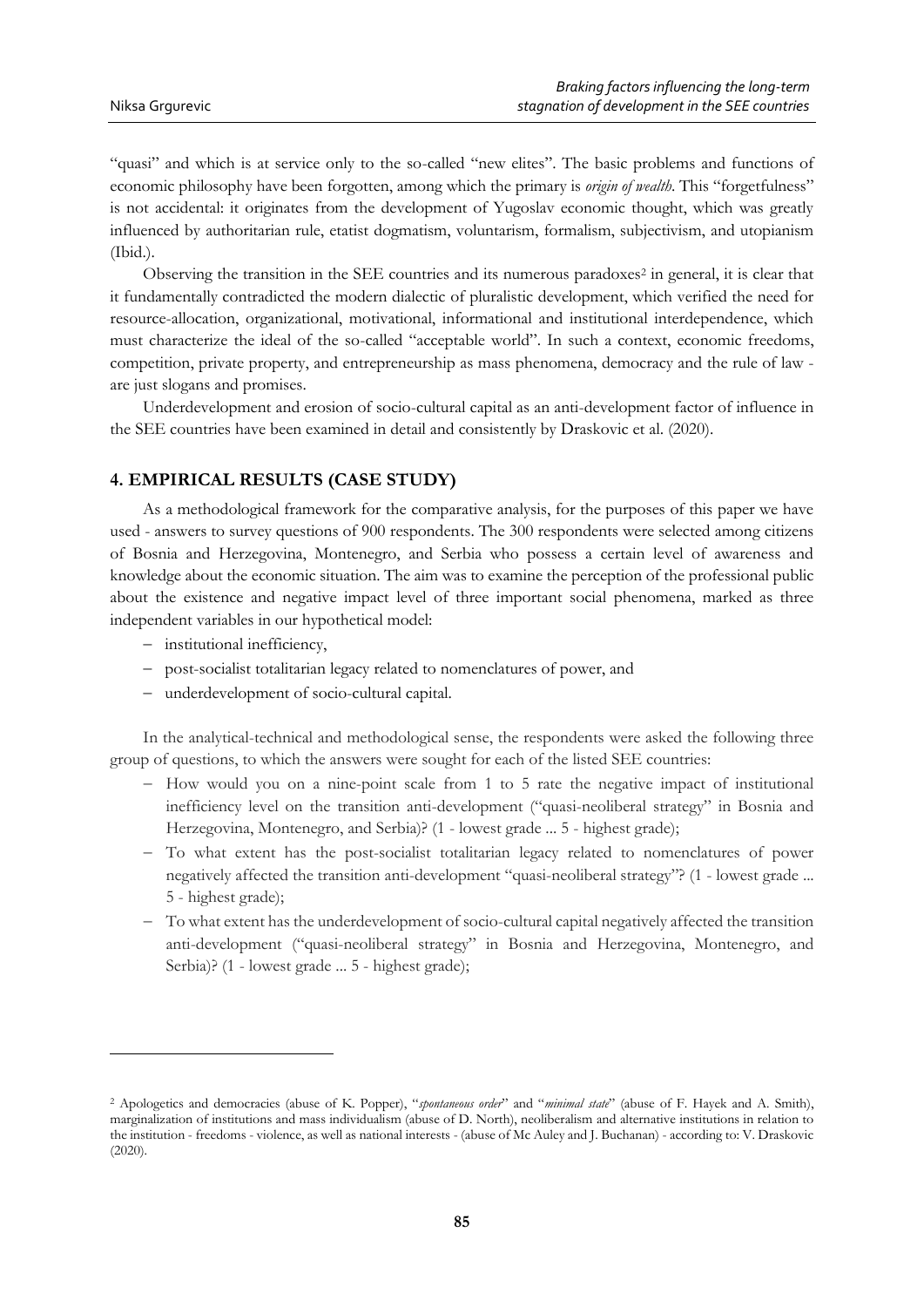"quasi" and which is at service only to the so-called "new elites". The basic problems and functions of economic philosophy have been forgotten, among which the primary is *origin of wealth*. This "forgetfulness" is not accidental: it originates from the development of Yugoslav economic thought, which was greatly influenced by authoritarian rule, etatist dogmatism, voluntarism, formalism, subjectivism, and utopianism (Ibid.).

Observing the transition in the SEE countries and its numerous paradoxes[2] in general, it is clear that it fundamentally contradicted the modern dialectic of pluralistic development, which verified the need for resource-allocation, organizational, motivational, informational and institutional interdependence, which must characterize the ideal of the so-called "acceptable world". In such a context, economic freedoms, competition, private property, and entrepreneurship as mass phenomena, democracy and the rule of law - are just slogans and promises.

Underdevelopment and erosion of socio-cultural capital as an anti-development factor of influence in the SEE countries have been examined in detail and consistently by Draskovic et al. (2020).

## 4. EMPIRICAL RESULTS (CASE STUDY)

As a methodological framework for the comparative analysis, for the purposes of this paper we have used - answers to survey questions of 900 respondents. The 300 respondents were selected among citizens of Bosnia and Herzegovina, Montenegro, and Serbia who possess a certain level of awareness and knowledge about the economic situation. The aim was to examine the perception of the professional public about the existence and negative impact level of three important social phenomena, marked as three independent variables in our hypothetical model:

- institutional inefficiency,
- post-socialist totalitarian legacy related to nomenclatures of power, and
- underdevelopment of socio-cultural capital.

In the analytical-technical and methodological sense, the respondents were asked the following three group of questions, to which the answers were sought for each of the listed SEE countries:

- How would you on a nine-point scale from 1 to 5 rate the negative impact of institutional inefficiency level on the transition anti-development ("quasi-neoliberal strategy" in Bosnia and Herzegovina, Montenegro, and Serbia)? (1 - lowest grade ... 5 - highest grade);
- To what extent has the post-socialist totalitarian legacy related to nomenclatures of power negatively affected the transition anti-development "quasi-neoliberal strategy"? (1 - lowest grade ... 5 - highest grade);
- To what extent has the underdevelopment of socio-cultural capital negatively affected the transition anti-development ("quasi-neoliberal strategy" in Bosnia and Herzegovina, Montenegro, and Serbia)? (1 - lowest grade ... 5 - highest grade);

[2] Apologetics and democracies (abuse of K. Popper), "*spontaneous order*" and "*minimal state*" (abuse of F. Hayek and A. Smith), marginalization of institutions and mass individualism (abuse of D. North), neoliberalism and alternative institutions in relation to the institution - freedoms - violence, as well as national interests - (abuse of Mc Auley and J. Buchanan) - according to: V. Draskovic (2020).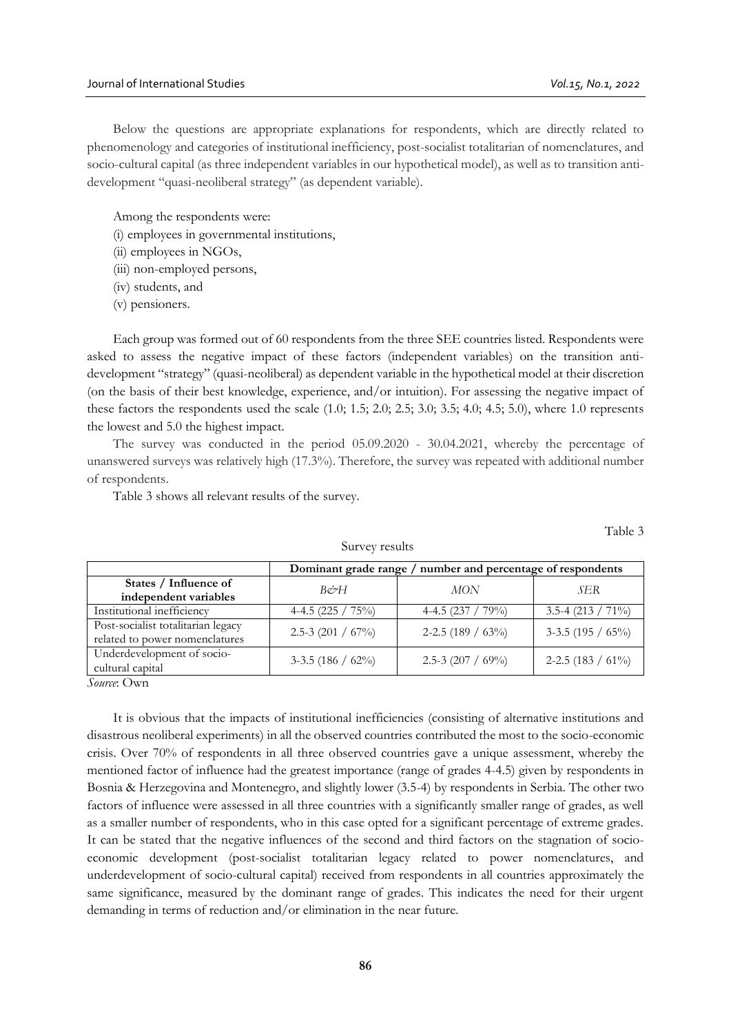Below the questions are appropriate explanations for respondents, which are directly related to phenomenology and categories of institutional inefficiency, post-socialist totalitarian of nomenclatures, and socio-cultural capital (as three independent variables in our hypothetical model), as well as to transition anti-development "quasi-neoliberal strategy" (as dependent variable).

Among the respondents were:

(i) employees in governmental institutions,
(ii) employees in NGOs,
(iii) non-employed persons,
(iv) students, and
(v) pensioners.

Each group was formed out of 60 respondents from the three SEE countries listed. Respondents were asked to assess the negative impact of these factors (independent variables) on the transition anti-development "strategy" (quasi-neoliberal) as dependent variable in the hypothetical model at their discretion (on the basis of their best knowledge, experience, and/or intuition). For assessing the negative impact of these factors the respondents used the scale (1.0; 1.5; 2.0; 2.5; 3.0; 3.5; 4.0; 4.5; 5.0), where 1.0 represents the lowest and 5.0 the highest impact.

The survey was conducted in the period 05.09.2020 - 30.04.2021, whereby the percentage of unanswered surveys was relatively high (17.3%). Therefore, the survey was repeated with additional number of respondents.

Table 3 shows all relevant results of the survey.

Table 3

Survey results

| | Dominant grade range / number and percentage of respondents | | |
|---|---|---|---|
| **States / Influence of independent variables** | *B&H* | *MON* | *SER* |
| Institutional inefficiency | 4-4.5 (225 / 75%) | 4-4.5 (237 / 79%) | 3.5-4 (213 / 71%) |
| Post-socialist totalitarian legacy related to power nomenclatures | 2.5-3 (201 / 67%) | 2-2.5 (189 / 63%) | 3-3.5 (195 / 65%) |
| Underdevelopment of socio-cultural capital | 3-3.5 (186 / 62%) | 2.5-3 (207 / 69%) | 2-2.5 (183 / 61%) |

*Source*: Own

It is obvious that the impacts of institutional inefficiencies (consisting of alternative institutions and disastrous neoliberal experiments) in all the observed countries contributed the most to the socio-economic crisis. Over 70% of respondents in all three observed countries gave a unique assessment, whereby the mentioned factor of influence had the greatest importance (range of grades 4-4.5) given by respondents in Bosnia & Herzegovina and Montenegro, and slightly lower (3.5-4) by respondents in Serbia. The other two factors of influence were assessed in all three countries with a significantly smaller range of grades, as well as a smaller number of respondents, who in this case opted for a significant percentage of extreme grades. It can be stated that the negative influences of the second and third factors on the stagnation of socio-economic development (post-socialist totalitarian legacy related to power nomenclatures, and underdevelopment of socio-cultural capital) received from respondents in all countries approximately the same significance, measured by the dominant range of grades. This indicates the need for their urgent demanding in terms of reduction and/or elimination in the near future.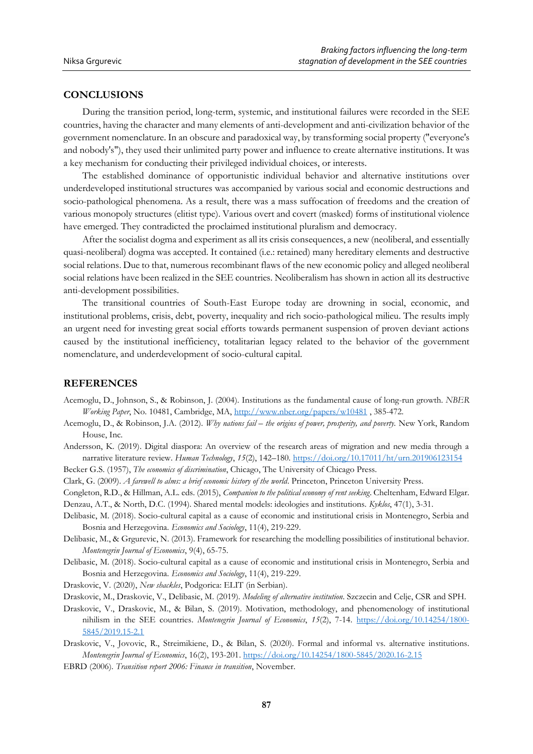## CONCLUSIONS

During the transition period, long-term, systemic, and institutional failures were recorded in the SEE countries, having the character and many elements of anti-development and anti-civilization behavior of the government nomenclature. In an obscure and paradoxical way, by transforming social property ("everyone's and nobody's"), they used their unlimited party power and influence to create alternative institutions. It was a key mechanism for conducting their privileged individual choices, or interests.

The established dominance of opportunistic individual behavior and alternative institutions over underdeveloped institutional structures was accompanied by various social and economic destructions and socio-pathological phenomena. As a result, there was a mass suffocation of freedoms and the creation of various monopoly structures (elitist type). Various overt and covert (masked) forms of institutional violence have emerged. They contradicted the proclaimed institutional pluralism and democracy.

After the socialist dogma and experiment as all its crisis consequences, a new (neoliberal, and essentially quasi-neoliberal) dogma was accepted. It contained (i.e.: retained) many hereditary elements and destructive social relations. Due to that, numerous recombinant flaws of the new economic policy and alleged neoliberal social relations have been realized in the SEE countries. Neoliberalism has shown in action all its destructive anti-development possibilities.

The transitional countries of South-East Europe today are drowning in social, economic, and institutional problems, crisis, debt, poverty, inequality and rich socio-pathological milieu. The results imply an urgent need for investing great social efforts towards permanent suspension of proven deviant actions caused by the institutional inefficiency, totalitarian legacy related to the behavior of the government nomenclature, and underdevelopment of socio-cultural capital.

## REFERENCES

Acemoglu, D., Johnson, S., & Robinson, J. (2004). Institutions as the fundamental cause of long-run growth. *NBER Working Paper*, No. 10481, Cambridge, MA, http://www.nber.org/papers/w10481 , 385-472.

Acemoglu, D., & Robinson, J.A. (2012). *Why nations fail – the origins of power, prosperity, and poverty.* New York, Random House, Inc.

Andersson, K. (2019). Digital diaspora: An overview of the research areas of migration and new media through a narrative literature review. *Human Technology*, *15*(2), 142–180. https://doi.org/10.17011/ht/urn.201906123154

Becker G.S. (1957), *The economics of discrimination*, Chicago, The University of Chicago Press.

Clark, G. (2009). *A farewell to alms: a brief economic history of the world*. Princeton, Princeton University Press.

Congleton, R.D., & Hillman, A.L. eds. (2015), *Companion to the political economy of rent seeking*. Cheltenham, Edward Elgar.

Denzau, A.T., & North, D.C. (1994). Shared mental models: ideologies and institutions. *Kyklos*, 47(1), 3-31.

Delibasic, M. (2018). Socio-cultural capital as a cause of economic and institutional crisis in Montenegro, Serbia and Bosnia and Herzegovina. *Economics and Sociology*, 11(4), 219-229.

Delibasic, M., & Grgurevic, N. (2013). Framework for researching the modelling possibilities of institutional behavior. *Montenegrin Journal of Economics*, 9(4), 65-75.

Delibasic, M. (2018). Socio-cultural capital as a cause of economic and institutional crisis in Montenegro, Serbia and Bosnia and Herzegovina. *Economics and Sociology*, 11(4), 219-229.

Draskovic, V. (2020), *New shackles*, Podgorica: ELIT (in Serbian).

Draskovic, M., Draskovic, V., Delibasic, M. (2019). *Modeling of alternative institution*. Szczecin and Celje, CSR and SPH.

Draskovic, V., Draskovic, M., & Bilan, S. (2019). Motivation, methodology, and phenomenology of institutional nihilism in the SEE countries. *Montenegrin Journal of Economics*, *15*(2), 7-14. https://doi.org/10.14254/1800-5845/2019.15-2.1

Draskovic, V., Jovovic, R., Streimikiene, D., & Bilan, S. (2020). Formal and informal vs. alternative institutions. *Montenegrin Journal of Economics*, 16(2), 193-201. https://doi.org/10.14254/1800-5845/2020.16-2.15

EBRD (2006). *Transition report 2006: Finance in transition*, November.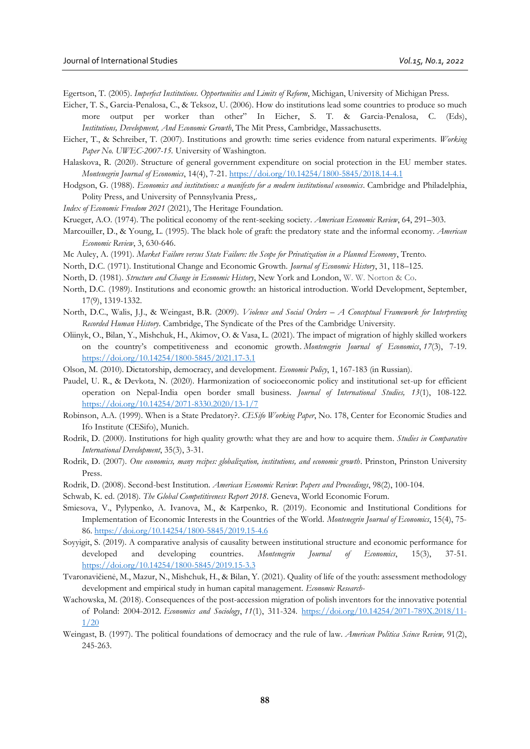Egertson, T. (2005). *Imperfect Institutions. Opportunities and Limits of Reform*, Michigan, University of Michigan Press.

Eicher, T. S., Garcia-Penalosa, C., & Teksoz, U. (2006). How do institutions lead some countries to produce so much more output per worker than other" In Eicher, S. T. & Garcia-Penalosa, C. (Eds), *Institutions, Development, And Economic Growth*, The Mit Press, Cambridge, Massachusetts.

Eicher, T., & Schreiber, T. (2007). Institutions and growth: time series evidence from natural experiments. *Working Paper No. UWEC-2007-15.* University of Washington.

Halaskova, R. (2020). Structure of general government expenditure on social protection in the EU member states. *Montenegrin Journal of Economics*, 14(4), 7-21. https://doi.org/10.14254/1800-5845/2018.14-4.1

Hodgson, G. (1988). *Economics and institutions: a manifesto for a modern institutional economics*. Cambridge and Philadelphia, Polity Press, and University of Pennsylvania Press,.

*Index of Economic Freedom 2021* (2021), The Heritage Foundation.

Krueger, A.O. (1974). The political economy of the rent-seeking society. *American Economic Review*, 64, 291–303.

Marcouiller, D., & Young, L. (1995). The black hole of graft: the predatory state and the informal economy. *American Economic Review*, 3, 630-646.

Mc Auley, A. (1991). *Market Failure versus State Failure: the Scope for Privatization in a Planned Economy*, Trento.

North, D.C. (1971). Institutional Change and Economic Growth. *Journal of Economic History*, 31, 118–125.

North, D. (1981). *Structure and Change in Economic History*, New York and London, W. W. Norton & Co.

North, D.C. (1989). Institutions and economic growth: an historical introduction. World Development, September, 17(9), 1319-1332.

North, D.C., Walis, J.J., & Weingast, B.R. (2009). *Violence and Social Orders – A Conceptual Framework for Interpreting Recorded Human History*. Cambridge, The Syndicate of the Pres of the Cambridge University.

Oliinyk, O., Bilan, Y., Mishchuk, H., Akimov, O. & Vasa, L. (2021). The impact of migration of highly skilled workers on the country's competitiveness and economic growth. *Montenegrin Journal of Economics*, *17*(3), 7-19. https://doi.org/10.14254/1800-5845/2021.17-3.1

Olson, M. (2010). Dictatorship, democracy, and development. *Economic Policy*, 1, 167-183 (in Russian).

Paudel, U. R., & Devkota, N. (2020). Harmonization of socioeconomic policy and institutional set-up for efficient operation on Nepal-India open border small business. *Journal of International Studies, 13*(1), 108-122. https://doi.org/10.14254/2071-8330.2020/13-1/7

Robinson, A.A. (1999). When is a State Predatory?. *CESifo Working Paper*, No. 178, Center for Economic Studies and Ifo Institute (CESifo), Munich.

Rodrik, D. (2000). Institutions for high quality growth: what they are and how to acquire them. *Studies in Comparative International Development*, 35(3), 3-31.

Rodrik, D. (2007). *One economics, many recipes: globalization, institutions, and economic growth*. Prinston, Prinston University Press.

Rodrik, D. (2008). Second-best Institution. *American Economic Review: Papers and Proceedings*, 98(2), 100-104.

Schwab, K. ed. (2018). *The Global Competitiveness Report 2018*. Geneva, World Economic Forum.

Smiesova, V., Pylypenko, A. Ivanova, M., & Karpenko, R. (2019). Economic and Institutional Conditions for Implementation of Economic Interests in the Countries of the World. *Montenegrin Journal of Economics*, 15(4), 75-86. https://doi.org/10.14254/1800-5845/2019.15-4.6

Soyyigit, S. (2019). A comparative analysis of causality between institutional structure and economic performance for developed and developing countries. *Montenegrin Journal of Economics*, 15(3), 37-51. https://doi.org/10.14254/1800-5845/2019.15-3.3

Tvaronavičienė, M., Mazur, N., Mishchuk, H., & Bilan, Y. (2021). Quality of life of the youth: assessment methodology development and empirical study in human capital management. *Economic Research-*

Wachowska, M. (2018). Consequences of the post-accession migration of polish inventors for the innovative potential of Poland: 2004-2012. *Economics and Sociology*, *11*(1), 311-324. https://doi.org/10.14254/2071-789X.2018/11-1/20

Weingast, B. (1997). The political foundations of democracy and the rule of law. *American Politica Scince Review,* 91(2), 245-263.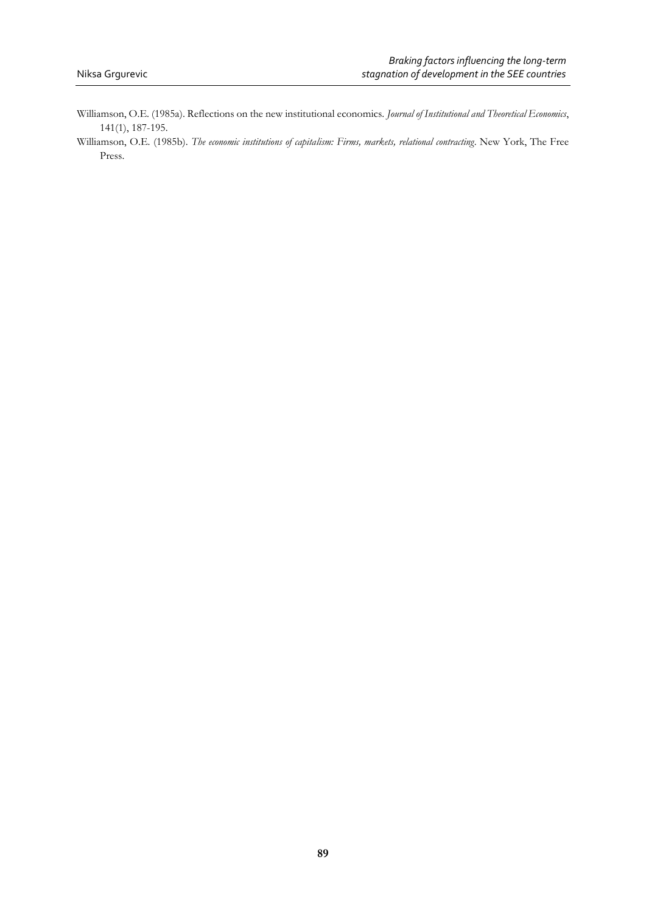Williamson, O.E. (1985a). Reflections on the new institutional economics. *Journal of Institutional and Theoretical Economics*, 141(1), 187-195.

Williamson, O.E. (1985b). *The economic institutions of capitalism: Firms, markets, relational contracting*. New York, The Free Press.